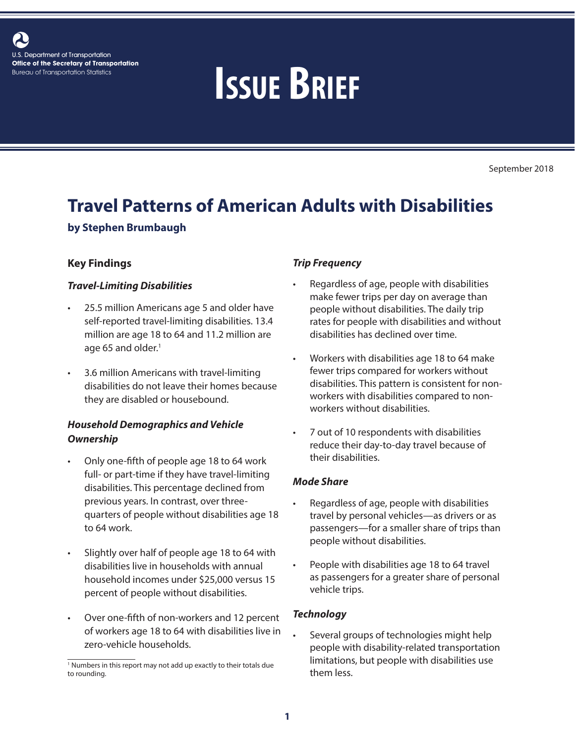U.S. Department of Transportation
**Office of the Secretary of Transportation**
Bureau of Transportation Statistics

# ISSUE BRIEF

September 2018

## Travel Patterns of American Adults with Disabilities

**by Stephen Brumbaugh**

### Key Findings

#### *Travel-Limiting Disabilities*

- 25.5 million Americans age 5 and older have self-reported travel-limiting disabilities. 13.4 million are age 18 to 64 and 11.2 million are age 65 and older.[1]
- 3.6 million Americans with travel-limiting disabilities do not leave their homes because they are disabled or housebound.

#### *Household Demographics and Vehicle Ownership*

- Only one-fifth of people age 18 to 64 work full- or part-time if they have travel-limiting disabilities. This percentage declined from previous years. In contrast, over three-quarters of people without disabilities age 18 to 64 work.
- Slightly over half of people age 18 to 64 with disabilities live in households with annual household incomes under $25,000 versus 15 percent of people without disabilities.
- Over one-fifth of non-workers and 12 percent of workers age 18 to 64 with disabilities live in zero-vehicle households.

#### *Trip Frequency*

- Regardless of age, people with disabilities make fewer trips per day on average than people without disabilities. The daily trip rates for people with disabilities and without disabilities has declined over time.
- Workers with disabilities age 18 to 64 make fewer trips compared for workers without disabilities. This pattern is consistent for non-workers with disabilities compared to non-workers without disabilities.
- 7 out of 10 respondents with disabilities reduce their day-to-day travel because of their disabilities.

#### *Mode Share*

- Regardless of age, people with disabilities travel by personal vehicles—as drivers or as passengers—for a smaller share of trips than people without disabilities.
- People with disabilities age 18 to 64 travel as passengers for a greater share of personal vehicle trips.

#### *Technology*

- Several groups of technologies might help people with disability-related transportation limitations, but people with disabilities use them less.

[1] Numbers in this report may not add up exactly to their totals due to rounding.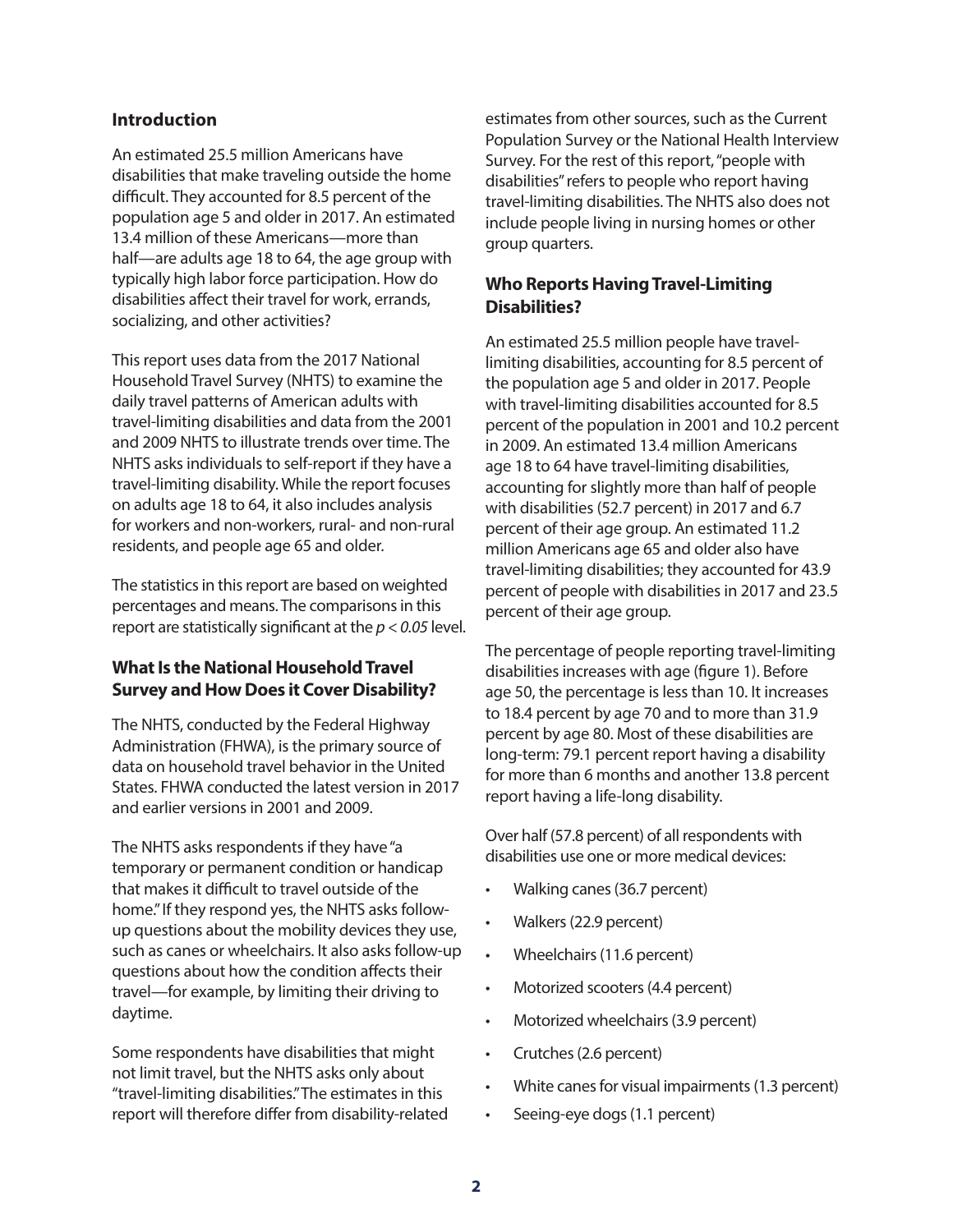## Introduction

An estimated 25.5 million Americans have disabilities that make traveling outside the home difficult. They accounted for 8.5 percent of the population age 5 and older in 2017. An estimated 13.4 million of these Americans—more than half—are adults age 18 to 64, the age group with typically high labor force participation. How do disabilities affect their travel for work, errands, socializing, and other activities?

This report uses data from the 2017 National Household Travel Survey (NHTS) to examine the daily travel patterns of American adults with travel-limiting disabilities and data from the 2001 and 2009 NHTS to illustrate trends over time. The NHTS asks individuals to self-report if they have a travel-limiting disability. While the report focuses on adults age 18 to 64, it also includes analysis for workers and non-workers, rural- and non-rural residents, and people age 65 and older.

The statistics in this report are based on weighted percentages and means. The comparisons in this report are statistically significant at the $p < 0.05$ level.

## What Is the National Household Travel Survey and How Does it Cover Disability?

The NHTS, conducted by the Federal Highway Administration (FHWA), is the primary source of data on household travel behavior in the United States. FHWA conducted the latest version in 2017 and earlier versions in 2001 and 2009.

The NHTS asks respondents if they have "a temporary or permanent condition or handicap that makes it difficult to travel outside of the home." If they respond yes, the NHTS asks follow-up questions about the mobility devices they use, such as canes or wheelchairs. It also asks follow-up questions about how the condition affects their travel—for example, by limiting their driving to daytime.

Some respondents have disabilities that might not limit travel, but the NHTS asks only about "travel-limiting disabilities." The estimates in this report will therefore differ from disability-related estimates from other sources, such as the Current Population Survey or the National Health Interview Survey. For the rest of this report, "people with disabilities" refers to people who report having travel-limiting disabilities. The NHTS also does not include people living in nursing homes or other group quarters.

## Who Reports Having Travel-Limiting Disabilities?

An estimated 25.5 million people have travel-limiting disabilities, accounting for 8.5 percent of the population age 5 and older in 2017. People with travel-limiting disabilities accounted for 8.5 percent of the population in 2001 and 10.2 percent in 2009. An estimated 13.4 million Americans age 18 to 64 have travel-limiting disabilities, accounting for slightly more than half of people with disabilities (52.7 percent) in 2017 and 6.7 percent of their age group. An estimated 11.2 million Americans age 65 and older also have travel-limiting disabilities; they accounted for 43.9 percent of people with disabilities in 2017 and 23.5 percent of their age group.

The percentage of people reporting travel-limiting disabilities increases with age (figure 1). Before age 50, the percentage is less than 10. It increases to 18.4 percent by age 70 and to more than 31.9 percent by age 80. Most of these disabilities are long-term: 79.1 percent report having a disability for more than 6 months and another 13.8 percent report having a life-long disability.

Over half (57.8 percent) of all respondents with disabilities use one or more medical devices:

- Walking canes (36.7 percent)
- Walkers (22.9 percent)
- Wheelchairs (11.6 percent)
- Motorized scooters (4.4 percent)
- Motorized wheelchairs (3.9 percent)
- Crutches (2.6 percent)
- White canes for visual impairments (1.3 percent)
- Seeing-eye dogs (1.1 percent)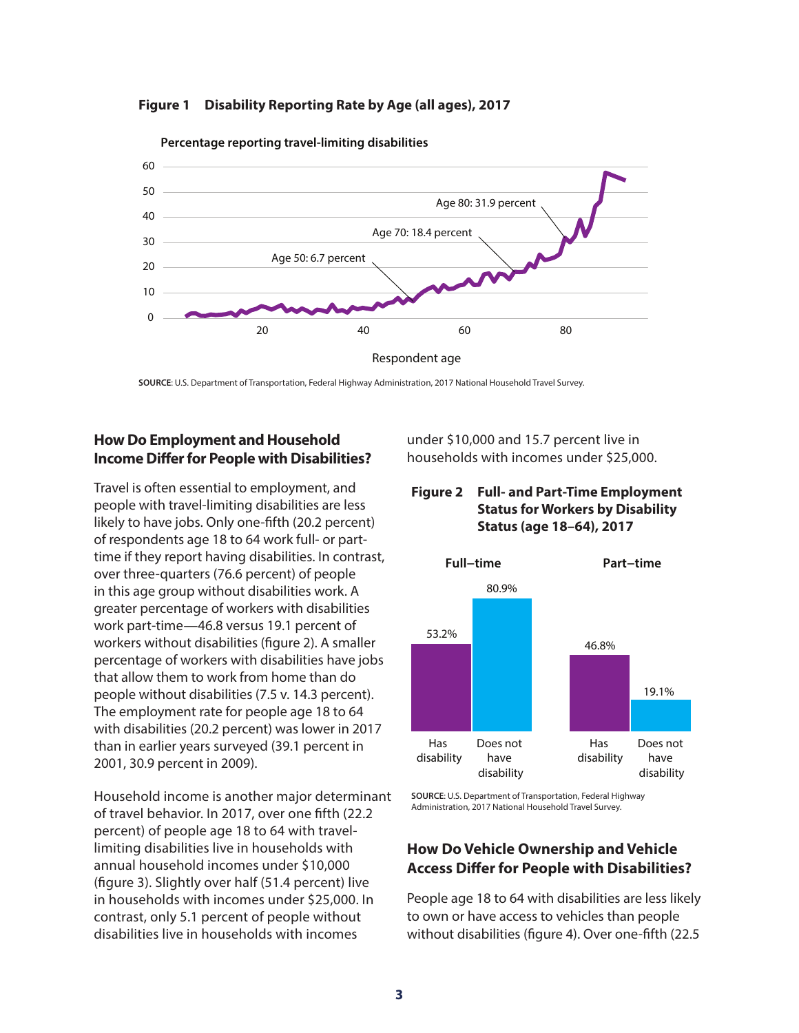**Figure 1 Disability Reporting Rate by Age (all ages), 2017**

**SOURCE**: U.S. Department of Transportation, Federal Highway Administration, 2017 National Household Travel Survey.

## How Do Employment and Household Income Differ for People with Disabilities?

Travel is often essential to employment, and people with travel-limiting disabilities are less likely to have jobs. Only one-fifth (20.2 percent) of respondents age 18 to 64 work full- or part-time if they report having disabilities. In contrast, over three-quarters (76.6 percent) of people in this age group without disabilities work. A greater percentage of workers with disabilities work part-time—46.8 versus 19.1 percent of workers without disabilities (figure 2). A smaller percentage of workers with disabilities have jobs that allow them to work from home than do people without disabilities (7.5 v. 14.3 percent). The employment rate for people age 18 to 64 with disabilities (20.2 percent) was lower in 2017 than in earlier years surveyed (39.1 percent in 2001, 30.9 percent in 2009).

Household income is another major determinant of travel behavior. In 2017, over one fifth (22.2 percent) of people age 18 to 64 with travel-limiting disabilities live in households with annual household incomes under $10,000 (figure 3). Slightly over half (51.4 percent) live in households with incomes under $25,000. In contrast, only 5.1 percent of people without disabilities live in households with incomes under $10,000 and 15.7 percent live in households with incomes under $25,000.

**Figure 2 Full- and Part-Time Employment Status for Workers by Disability Status (age 18–64), 2017**

**SOURCE**: U.S. Department of Transportation, Federal Highway Administration, 2017 National Household Travel Survey.

## How Do Vehicle Ownership and Vehicle Access Differ for People with Disabilities?

People age 18 to 64 with disabilities are less likely to own or have access to vehicles than people without disabilities (figure 4). Over one-fifth (22.5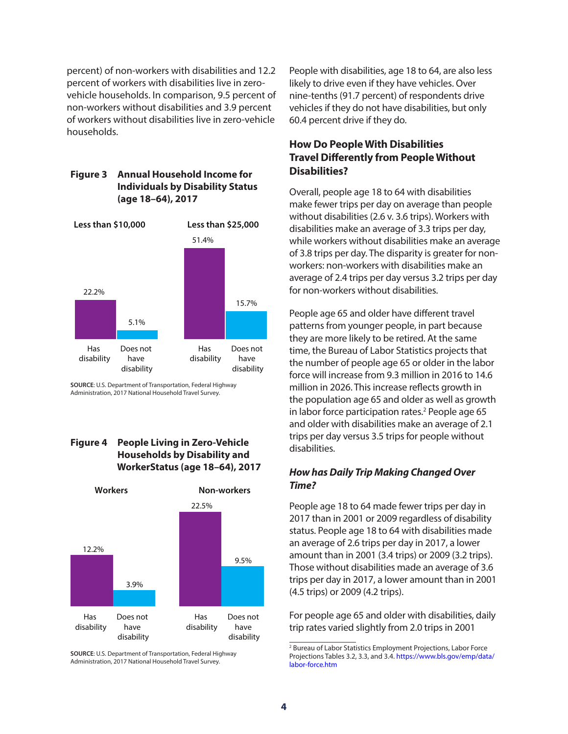percent) of non-workers with disabilities and 12.2 percent of workers with disabilities live in zero-vehicle households. In comparison, 9.5 percent of non-workers without disabilities and 3.9 percent of workers without disabilities live in zero-vehicle households.

**Figure 3 Annual Household Income for Individuals by Disability Status (age 18–64), 2017**

| | Has disability | Does not have disability |
|---|---|---|
| Less than $10,000 | 22.2% | 5.1% |
| Less than $25,000 | 51.4% | 15.7% |

**SOURCE**: U.S. Department of Transportation, Federal Highway Administration, 2017 National Household Travel Survey.

**Figure 4 People Living in Zero-Vehicle Households by Disability and WorkerStatus (age 18–64), 2017**

| | Has disability | Does not have disability |
|---|---|---|
| Workers | 12.2% | 3.9% |
| Non-workers | 22.5% | 9.5% |

**SOURCE**: U.S. Department of Transportation, Federal Highway Administration, 2017 National Household Travel Survey.

People with disabilities, age 18 to 64, are also less likely to drive even if they have vehicles. Over nine-tenths (91.7 percent) of respondents drive vehicles if they do not have disabilities, but only 60.4 percent drive if they do.

## How Do People With Disabilities Travel Differently from People Without Disabilities?

Overall, people age 18 to 64 with disabilities make fewer trips per day on average than people without disabilities (2.6 v. 3.6 trips). Workers with disabilities make an average of 3.3 trips per day, while workers without disabilities make an average of 3.8 trips per day. The disparity is greater for non-workers: non-workers with disabilities make an average of 2.4 trips per day versus 3.2 trips per day for non-workers without disabilities.

People age 65 and older have different travel patterns from younger people, in part because they are more likely to be retired. At the same time, the Bureau of Labor Statistics projects that the number of people age 65 or older in the labor force will increase from 9.3 million in 2016 to 14.6 million in 2026. This increase reflects growth in the population age 65 and older as well as growth in labor force participation rates.[2] People age 65 and older with disabilities make an average of 2.1 trips per day versus 3.5 trips for people without disabilities.

### *How has Daily Trip Making Changed Over Time?*

People age 18 to 64 made fewer trips per day in 2017 than in 2001 or 2009 regardless of disability status. People age 18 to 64 with disabilities made an average of 2.6 trips per day in 2017, a lower amount than in 2001 (3.4 trips) or 2009 (3.2 trips). Those without disabilities made an average of 3.6 trips per day in 2017, a lower amount than in 2001 (4.5 trips) or 2009 (4.2 trips).

For people age 65 and older with disabilities, daily trip rates varied slightly from 2.0 trips in 2001

[2] Bureau of Labor Statistics Employment Projections, Labor Force Projections Tables 3.2, 3.3, and 3.4. https://www.bls.gov/emp/data/labor-force.htm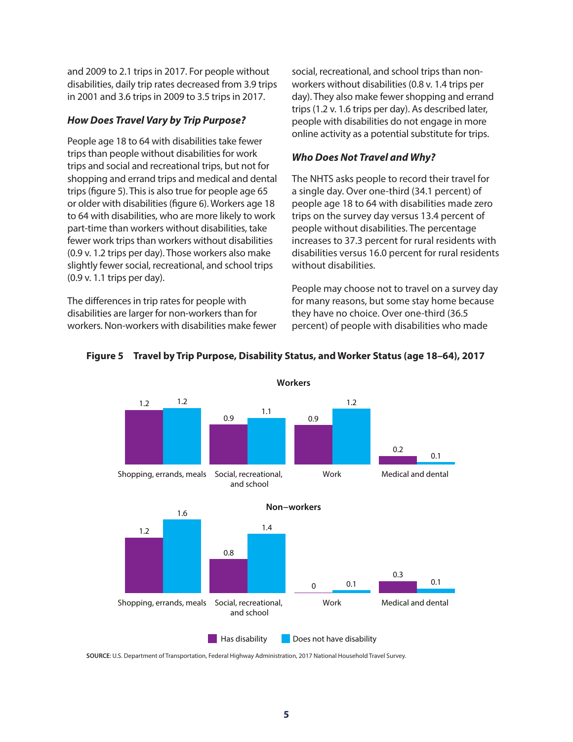and 2009 to 2.1 trips in 2017. For people without disabilities, daily trip rates decreased from 3.9 trips in 2001 and 3.6 trips in 2009 to 3.5 trips in 2017.

### *How Does Travel Vary by Trip Purpose?*

People age 18 to 64 with disabilities take fewer trips than people without disabilities for work trips and social and recreational trips, but not for shopping and errand trips and medical and dental trips (figure 5). This is also true for people age 65 or older with disabilities (figure 6). Workers age 18 to 64 with disabilities, who are more likely to work part-time than workers without disabilities, take fewer work trips than workers without disabilities (0.9 v. 1.2 trips per day). Those workers also make slightly fewer social, recreational, and school trips (0.9 v. 1.1 trips per day).

The differences in trip rates for people with disabilities are larger for non-workers than for workers. Non-workers with disabilities make fewer social, recreational, and school trips than non-workers without disabilities (0.8 v. 1.4 trips per day). They also make fewer shopping and errand trips (1.2 v. 1.6 trips per day). As described later, people with disabilities do not engage in more online activity as a potential substitute for trips.

### *Who Does Not Travel and Why?*

The NHTS asks people to record their travel for a single day. Over one-third (34.1 percent) of people age 18 to 64 with disabilities made zero trips on the survey day versus 13.4 percent of people without disabilities. The percentage increases to 37.3 percent for rural residents with disabilities versus 16.0 percent for rural residents without disabilities.

People may choose not to travel on a survey day for many reasons, but some stay home because they have no choice. Over one-third (36.5 percent) of people with disabilities who made

**Figure 5 Travel by Trip Purpose, Disability Status, and Worker Status (age 18–64), 2017**

**Workers**

| Trip purpose | Has disability | Does not have disability |
|---|---|---|
| Shopping, errands, meals | 1.2 | 1.2 |
| Social, recreational, and school | 0.9 | 1.1 |
| Work | 0.9 | 1.2 |
| Medical and dental | 0.2 | 0.1 |

**Non–workers**

| Trip purpose | Has disability | Does not have disability |
|---|---|---|
| Shopping, errands, meals | 1.2 | 1.6 |
| Social, recreational, and school | 0.8 | 1.4 |
| Work | 0 | 0.1 |
| Medical and dental | 0.3 | 0.1 |

**SOURCE**: U.S. Department of Transportation, Federal Highway Administration, 2017 National Household Travel Survey.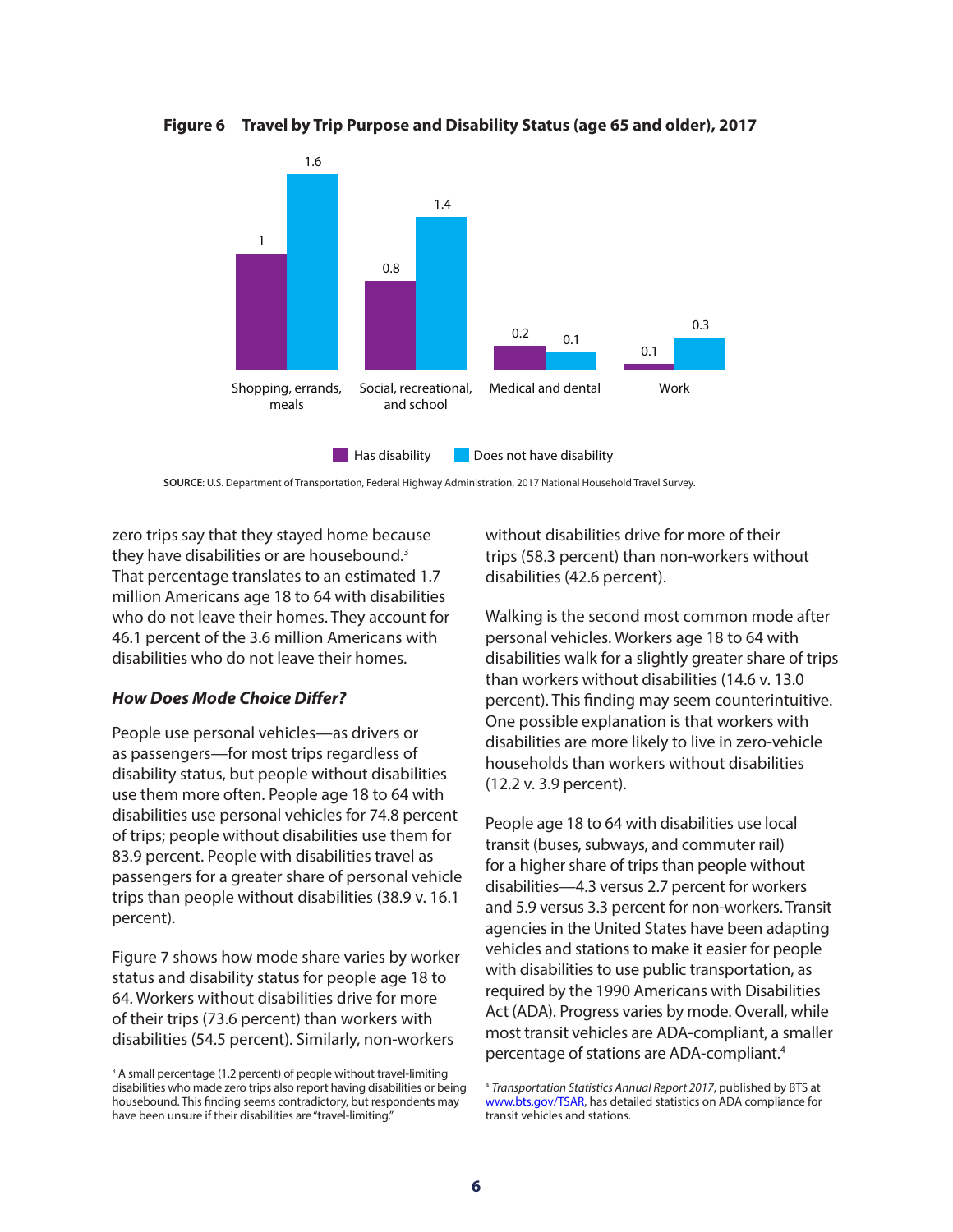**Figure 6 Travel by Trip Purpose and Disability Status (age 65 and older), 2017**

| Trip purpose | Has disability | Does not have disability |
|---|---|---|
| Shopping, errands, meals | 1 | 1.6 |
| Social, recreational, and school | 0.8 | 1.4 |
| Medical and dental | 0.2 | 0.1 |
| Work | 0.1 | 0.3 |

**SOURCE**: U.S. Department of Transportation, Federal Highway Administration, 2017 National Household Travel Survey.

zero trips say that they stayed home because they have disabilities or are housebound.[3] That percentage translates to an estimated 1.7 million Americans age 18 to 64 with disabilities who do not leave their homes. They account for 46.1 percent of the 3.6 million Americans with disabilities who do not leave their homes.

### *How Does Mode Choice Differ?*

People use personal vehicles—as drivers or as passengers—for most trips regardless of disability status, but people without disabilities use them more often. People age 18 to 64 with disabilities use personal vehicles for 74.8 percent of trips; people without disabilities use them for 83.9 percent. People with disabilities travel as passengers for a greater share of personal vehicle trips than people without disabilities (38.9 v. 16.1 percent).

Figure 7 shows how mode share varies by worker status and disability status for people age 18 to 64. Workers without disabilities drive for more of their trips (73.6 percent) than workers with disabilities (54.5 percent). Similarly, non-workers without disabilities drive for more of their trips (58.3 percent) than non-workers without disabilities (42.6 percent).

Walking is the second most common mode after personal vehicles. Workers age 18 to 64 with disabilities walk for a slightly greater share of trips than workers without disabilities (14.6 v. 13.0 percent). This finding may seem counterintuitive. One possible explanation is that workers with disabilities are more likely to live in zero-vehicle households than workers without disabilities (12.2 v. 3.9 percent).

People age 18 to 64 with disabilities use local transit (buses, subways, and commuter rail) for a higher share of trips than people without disabilities—4.3 versus 2.7 percent for workers and 5.9 versus 3.3 percent for non-workers. Transit agencies in the United States have been adapting vehicles and stations to make it easier for people with disabilities to use public transportation, as required by the 1990 Americans with Disabilities Act (ADA). Progress varies by mode. Overall, while most transit vehicles are ADA-compliant, a smaller percentage of stations are ADA-compliant.[4]

---

[3] A small percentage (1.2 percent) of people without travel-limiting disabilities who made zero trips also report having disabilities or being housebound. This finding seems contradictory, but respondents may have been unsure if their disabilities are "travel-limiting."

[4] *Transportation Statistics Annual Report 2017*, published by BTS at www.bts.gov/TSAR, has detailed statistics on ADA compliance for transit vehicles and stations.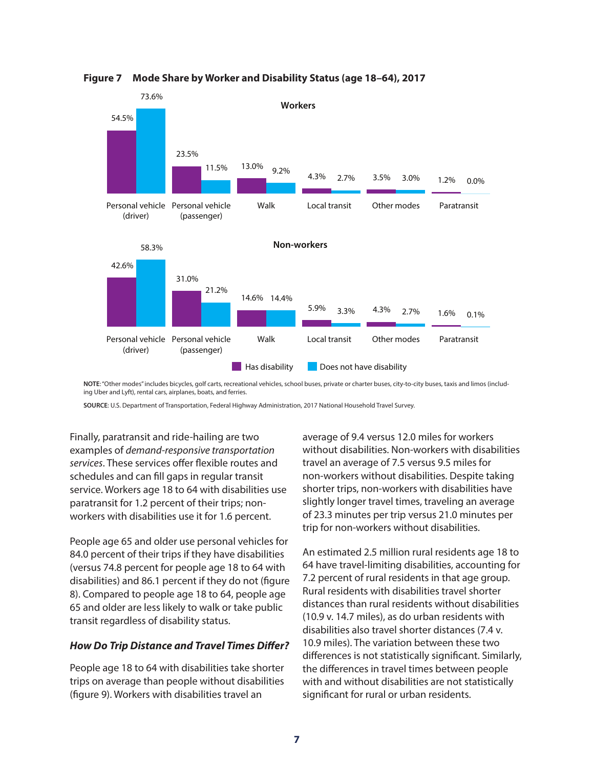**Figure 7 Mode Share by Worker and Disability Status (age 18–64), 2017**

**Workers**

| Mode | Has disability | Does not have disability |
| --- | --- | --- |
| Personal vehicle (driver) | 54.5% | 73.6% |
| Personal vehicle (passenger) | 23.5% | 11.5% |
| Walk | 13.0% | 9.2% |
| Local transit | 4.3% | 2.7% |
| Other modes | 3.5% | 3.0% |
| Paratransit | 1.2% | 0.0% |

**Non-workers**

| Mode | Has disability | Does not have disability |
| --- | --- | --- |
| Personal vehicle (driver) | 42.6% | 58.3% |
| Personal vehicle (passenger) | 31.0% | 21.2% |
| Walk | 14.6% | 14.4% |
| Local transit | 5.9% | 3.3% |
| Other modes | 4.3% | 2.7% |
| Paratransit | 1.6% | 0.1% |

**NOTE**: "Other modes" includes bicycles, golf carts, recreational vehicles, school buses, private or charter buses, city-to-city buses, taxis and limos (including Uber and Lyft), rental cars, airplanes, boats, and ferries.

**SOURCE**: U.S. Department of Transportation, Federal Highway Administration, 2017 National Household Travel Survey.

Finally, paratransit and ride-hailing are two examples of *demand-responsive transportation services*. These services offer flexible routes and schedules and can fill gaps in regular transit service. Workers age 18 to 64 with disabilities use paratransit for 1.2 percent of their trips; non-workers with disabilities use it for 1.6 percent.

People age 65 and older use personal vehicles for 84.0 percent of their trips if they have disabilities (versus 74.8 percent for people age 18 to 64 with disabilities) and 86.1 percent if they do not (figure 8). Compared to people age 18 to 64, people age 65 and older are less likely to walk or take public transit regardless of disability status.

### *How Do Trip Distance and Travel Times Differ?*

People age 18 to 64 with disabilities take shorter trips on average than people without disabilities (figure 9). Workers with disabilities travel an average of 9.4 versus 12.0 miles for workers without disabilities. Non-workers with disabilities travel an average of 7.5 versus 9.5 miles for non-workers without disabilities. Despite taking shorter trips, non-workers with disabilities have slightly longer travel times, traveling an average of 23.3 minutes per trip versus 21.0 minutes per trip for non-workers without disabilities.

An estimated 2.5 million rural residents age 18 to 64 have travel-limiting disabilities, accounting for 7.2 percent of rural residents in that age group. Rural residents with disabilities travel shorter distances than rural residents without disabilities (10.9 v. 14.7 miles), as do urban residents with disabilities also travel shorter distances (7.4 v. 10.9 miles). The variation between these two differences is not statistically significant. Similarly, the differences in travel times between people with and without disabilities are not statistically significant for rural or urban residents.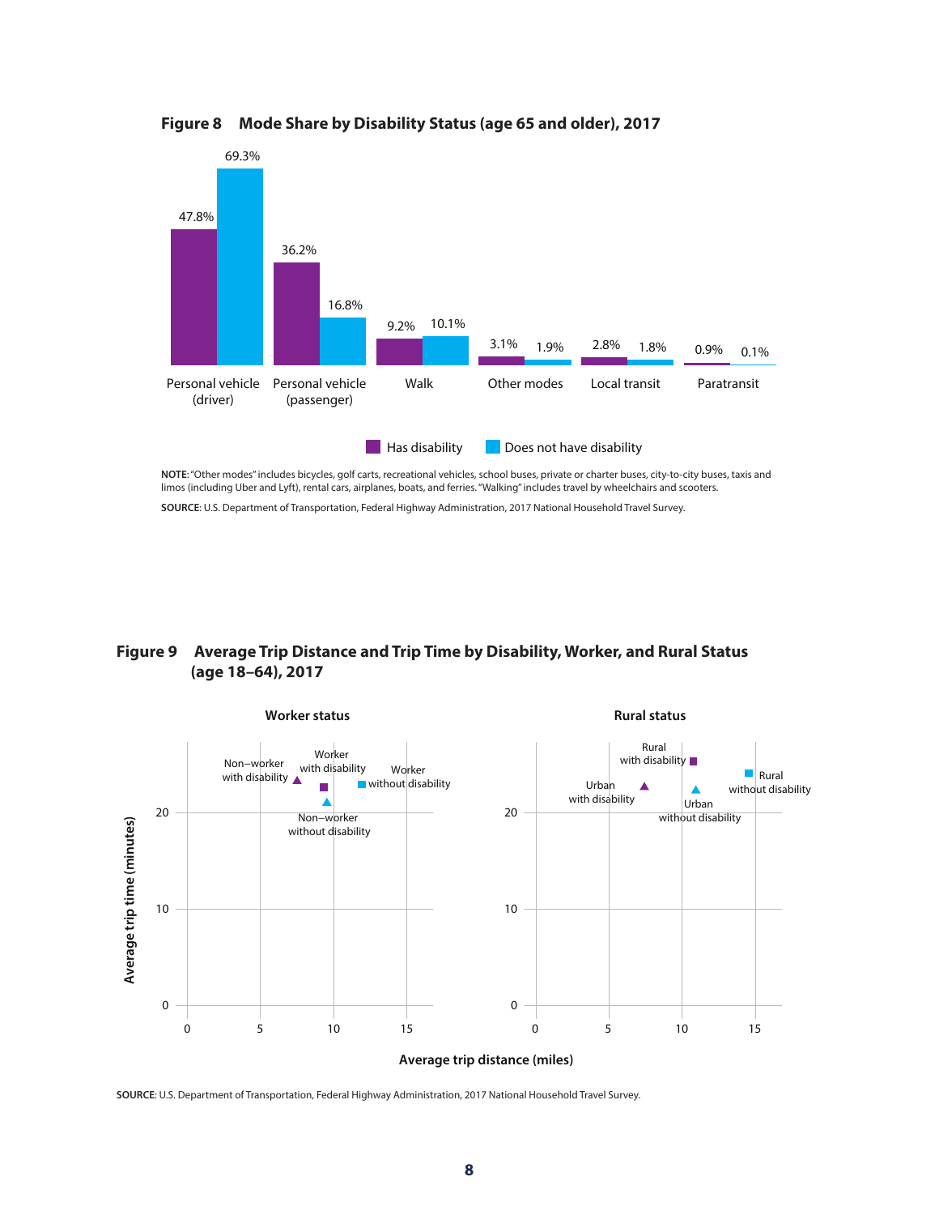**Figure 8 Mode Share by Disability Status (age 65 and older), 2017**

| Mode | Has disability | Does not have disability |
|---|---|---|
| Personal vehicle (driver) | 47.8% | 69.3% |
| Personal vehicle (passenger) | 36.2% | 16.8% |
| Walk | 9.2% | 10.1% |
| Other modes | 3.1% | 1.9% |
| Local transit | 2.8% | 1.8% |
| Paratransit | 0.9% | 0.1% |

**NOTE**: "Other modes" includes bicycles, golf carts, recreational vehicles, school buses, private or charter buses, city-to-city buses, taxis and limos (including Uber and Lyft), rental cars, airplanes, boats, and ferries. "Walking" includes travel by wheelchairs and scooters.

**SOURCE**: U.S. Department of Transportation, Federal Highway Administration, 2017 National Household Travel Survey.

**Figure 9 Average Trip Distance and Trip Time by Disability, Worker, and Rural Status (age 18–64), 2017**

Worker status: Non−worker with disability; Worker with disability; Worker without disability; Non−worker without disability

Rural status: Rural with disability; Urban with disability; Rural without disability; Urban without disability

Average trip time (minutes) vs. Average trip distance (miles)

**SOURCE**: U.S. Department of Transportation, Federal Highway Administration, 2017 National Household Travel Survey.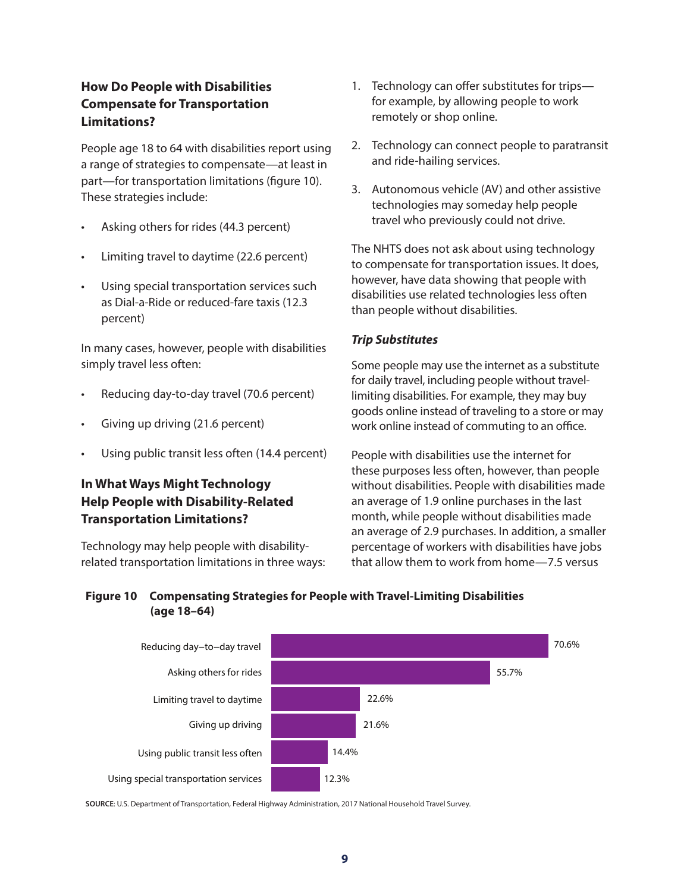## How Do People with Disabilities Compensate for Transportation Limitations?

People age 18 to 64 with disabilities report using a range of strategies to compensate—at least in part—for transportation limitations (figure 10). These strategies include:

- Asking others for rides (44.3 percent)
- Limiting travel to daytime (22.6 percent)
- Using special transportation services such as Dial-a-Ride or reduced-fare taxis (12.3 percent)

In many cases, however, people with disabilities simply travel less often:

- Reducing day-to-day travel (70.6 percent)
- Giving up driving (21.6 percent)
- Using public transit less often (14.4 percent)

## In What Ways Might Technology Help People with Disability-Related Transportation Limitations?

Technology may help people with disability-related transportation limitations in three ways:

1. Technology can offer substitutes for trips—for example, by allowing people to work remotely or shop online.
2. Technology can connect people to paratransit and ride-hailing services.
3. Autonomous vehicle (AV) and other assistive technologies may someday help people travel who previously could not drive.

The NHTS does not ask about using technology to compensate for transportation issues. It does, however, have data showing that people with disabilities use related technologies less often than people without disabilities.

### *Trip Substitutes*

Some people may use the internet as a substitute for daily travel, including people without travel-limiting disabilities. For example, they may buy goods online instead of traveling to a store or may work online instead of commuting to an office.

People with disabilities use the internet for these purposes less often, however, than people without disabilities. People with disabilities made an average of 1.9 online purchases in the last month, while people without disabilities made an average of 2.9 purchases. In addition, a smaller percentage of workers with disabilities have jobs that allow them to work from home—7.5 versus

**Figure 10 Compensating Strategies for People with Travel-Limiting Disabilities (age 18–64)**

| Strategy | Percent |
|---|---|
| Reducing day–to–day travel | 70.6% |
| Asking others for rides | 55.7% |
| Limiting travel to daytime | 22.6% |
| Giving up driving | 21.6% |
| Using public transit less often | 14.4% |
| Using special transportation services | 12.3% |

**SOURCE**: U.S. Department of Transportation, Federal Highway Administration, 2017 National Household Travel Survey.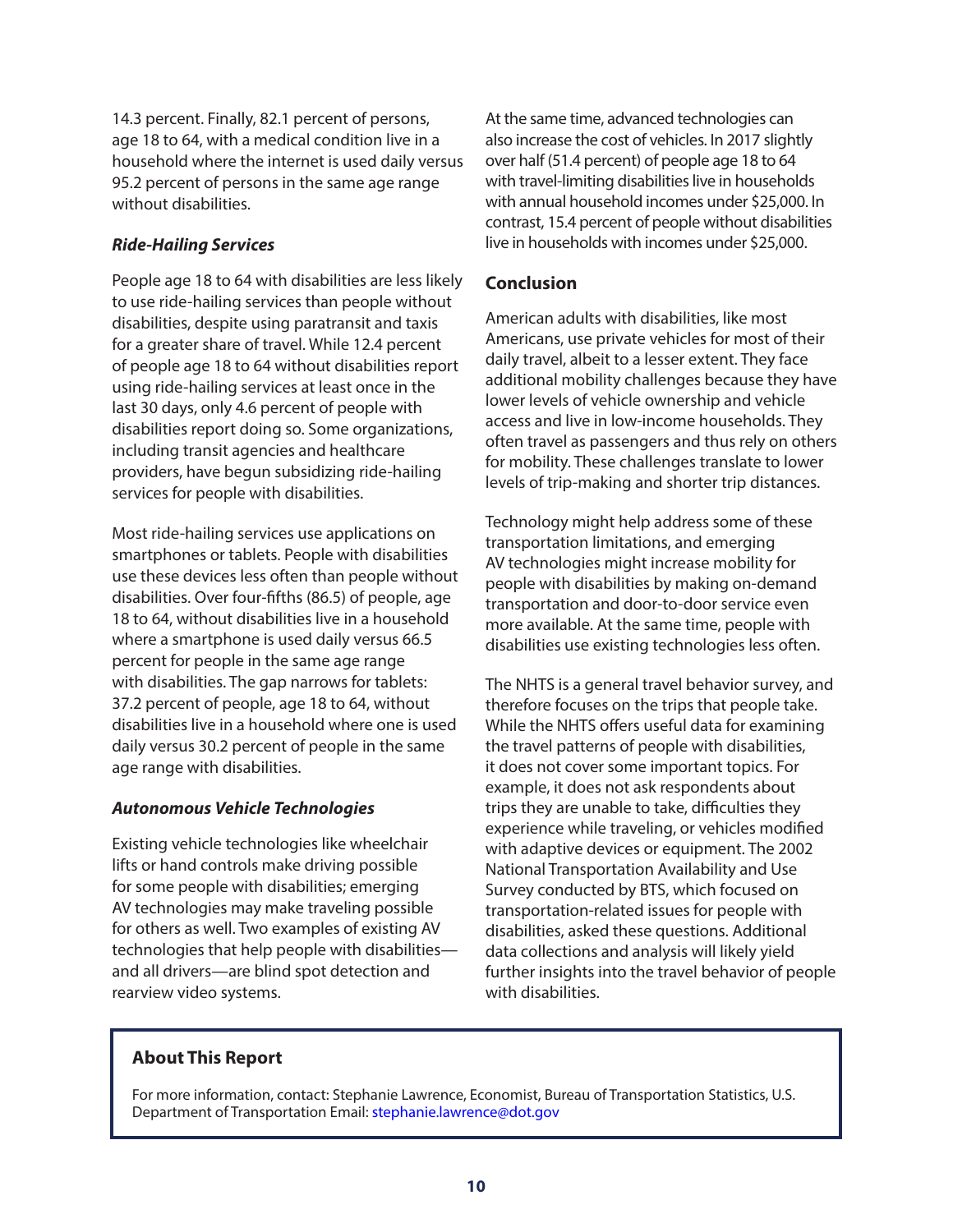14.3 percent. Finally, 82.1 percent of persons, age 18 to 64, with a medical condition live in a household where the internet is used daily versus 95.2 percent of persons in the same age range without disabilities.

### *Ride-Hailing Services*

People age 18 to 64 with disabilities are less likely to use ride-hailing services than people without disabilities, despite using paratransit and taxis for a greater share of travel. While 12.4 percent of people age 18 to 64 without disabilities report using ride-hailing services at least once in the last 30 days, only 4.6 percent of people with disabilities report doing so. Some organizations, including transit agencies and healthcare providers, have begun subsidizing ride-hailing services for people with disabilities.

Most ride-hailing services use applications on smartphones or tablets. People with disabilities use these devices less often than people without disabilities. Over four-fifths (86.5) of people, age 18 to 64, without disabilities live in a household where a smartphone is used daily versus 66.5 percent for people in the same age range with disabilities. The gap narrows for tablets: 37.2 percent of people, age 18 to 64, without disabilities live in a household where one is used daily versus 30.2 percent of people in the same age range with disabilities.

### *Autonomous Vehicle Technologies*

Existing vehicle technologies like wheelchair lifts or hand controls make driving possible for some people with disabilities; emerging AV technologies may make traveling possible for others as well. Two examples of existing AV technologies that help people with disabilities—and all drivers—are blind spot detection and rearview video systems.

At the same time, advanced technologies can also increase the cost of vehicles. In 2017 slightly over half (51.4 percent) of people age 18 to 64 with travel-limiting disabilities live in households with annual household incomes under $25,000. In contrast, 15.4 percent of people without disabilities live in households with incomes under $25,000.

## Conclusion

American adults with disabilities, like most Americans, use private vehicles for most of their daily travel, albeit to a lesser extent. They face additional mobility challenges because they have lower levels of vehicle ownership and vehicle access and live in low-income households. They often travel as passengers and thus rely on others for mobility. These challenges translate to lower levels of trip-making and shorter trip distances.

Technology might help address some of these transportation limitations, and emerging AV technologies might increase mobility for people with disabilities by making on-demand transportation and door-to-door service even more available. At the same time, people with disabilities use existing technologies less often.

The NHTS is a general travel behavior survey, and therefore focuses on the trips that people take. While the NHTS offers useful data for examining the travel patterns of people with disabilities, it does not cover some important topics. For example, it does not ask respondents about trips they are unable to take, difficulties they experience while traveling, or vehicles modified with adaptive devices or equipment. The 2002 National Transportation Availability and Use Survey conducted by BTS, which focused on transportation-related issues for people with disabilities, asked these questions. Additional data collections and analysis will likely yield further insights into the travel behavior of people with disabilities.

## About This Report

For more information, contact: Stephanie Lawrence, Economist, Bureau of Transportation Statistics, U.S. Department of Transportation Email: stephanie.lawrence@dot.gov